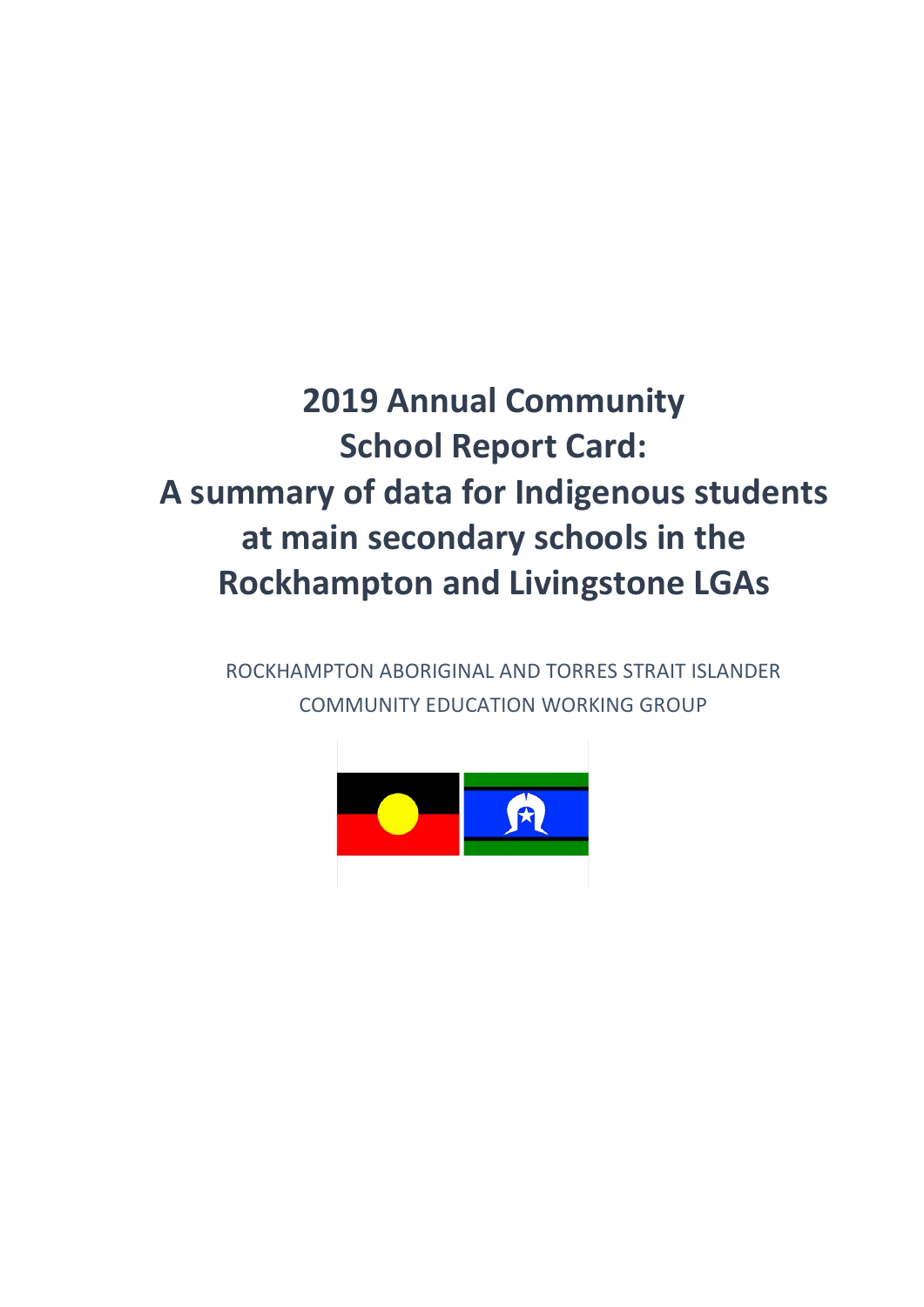# 2019 Annual Community School Report Card: A summary of data for Indigenous students at main secondary schools in the Rockhampton and Livingstone LGAs

ROCKHAMPTON ABORIGINAL AND TORRES STRAIT ISLANDER COMMUNITY EDUCATION WORKING GROUP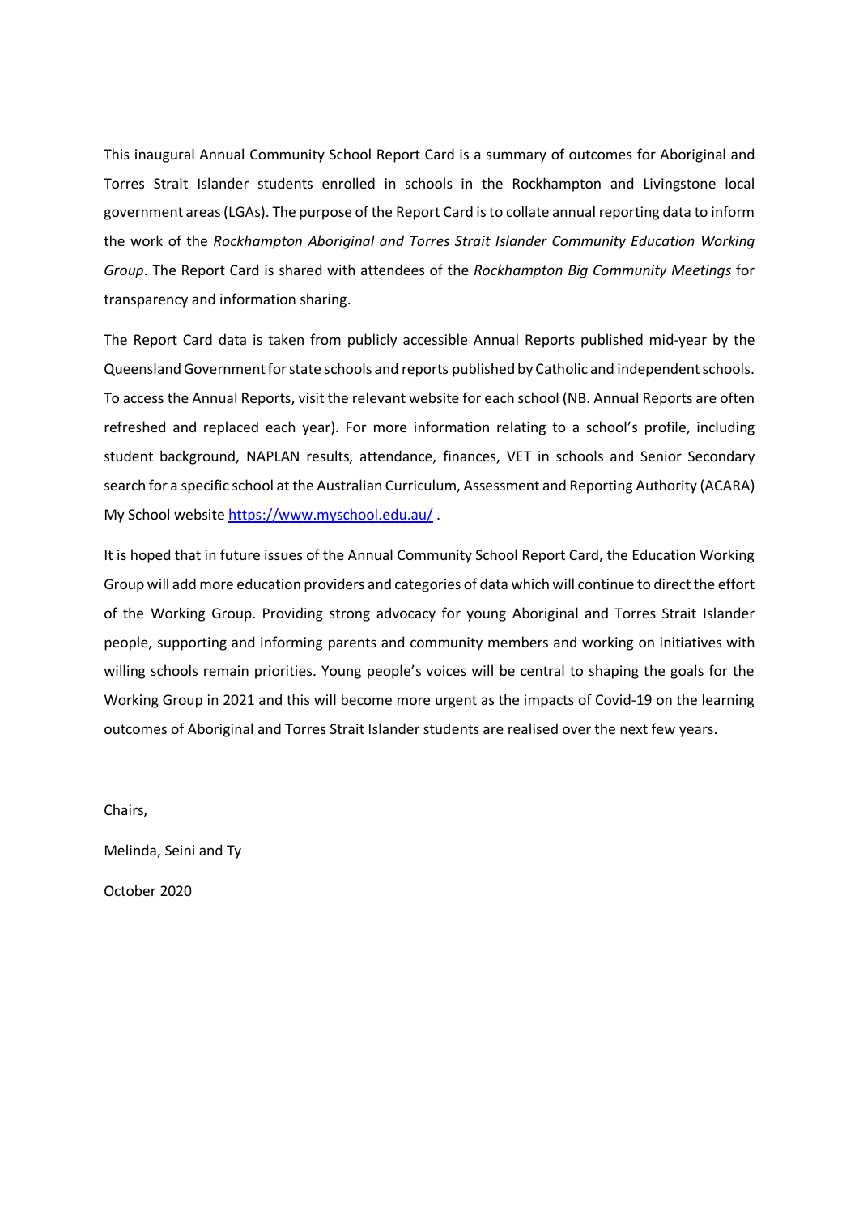This inaugural Annual Community School Report Card is a summary of outcomes for Aboriginal and Torres Strait Islander students enrolled in schools in the Rockhampton and Livingstone local government areas (LGAs). The purpose of the Report Card is to collate annual reporting data to inform the work of the *Rockhampton Aboriginal and Torres Strait Islander Community Education Working Group*. The Report Card is shared with attendees of the *Rockhampton Big Community Meetings* for transparency and information sharing.

The Report Card data is taken from publicly accessible Annual Reports published mid-year by the Queensland Government for state schools and reports published by Catholic and independent schools. To access the Annual Reports, visit the relevant website for each school (NB. Annual Reports are often refreshed and replaced each year). For more information relating to a school's profile, including student background, NAPLAN results, attendance, finances, VET in schools and Senior Secondary search for a specific school at the Australian Curriculum, Assessment and Reporting Authority (ACARA) My School website [https://www.myschool.edu.au/](https://www.myschool.edu.au/) .

It is hoped that in future issues of the Annual Community School Report Card, the Education Working Group will add more education providers and categories of data which will continue to direct the effort of the Working Group. Providing strong advocacy for young Aboriginal and Torres Strait Islander people, supporting and informing parents and community members and working on initiatives with willing schools remain priorities. Young people's voices will be central to shaping the goals for the Working Group in 2021 and this will become more urgent as the impacts of Covid-19 on the learning outcomes of Aboriginal and Torres Strait Islander students are realised over the next few years.

Chairs,

Melinda, Seini and Ty

October 2020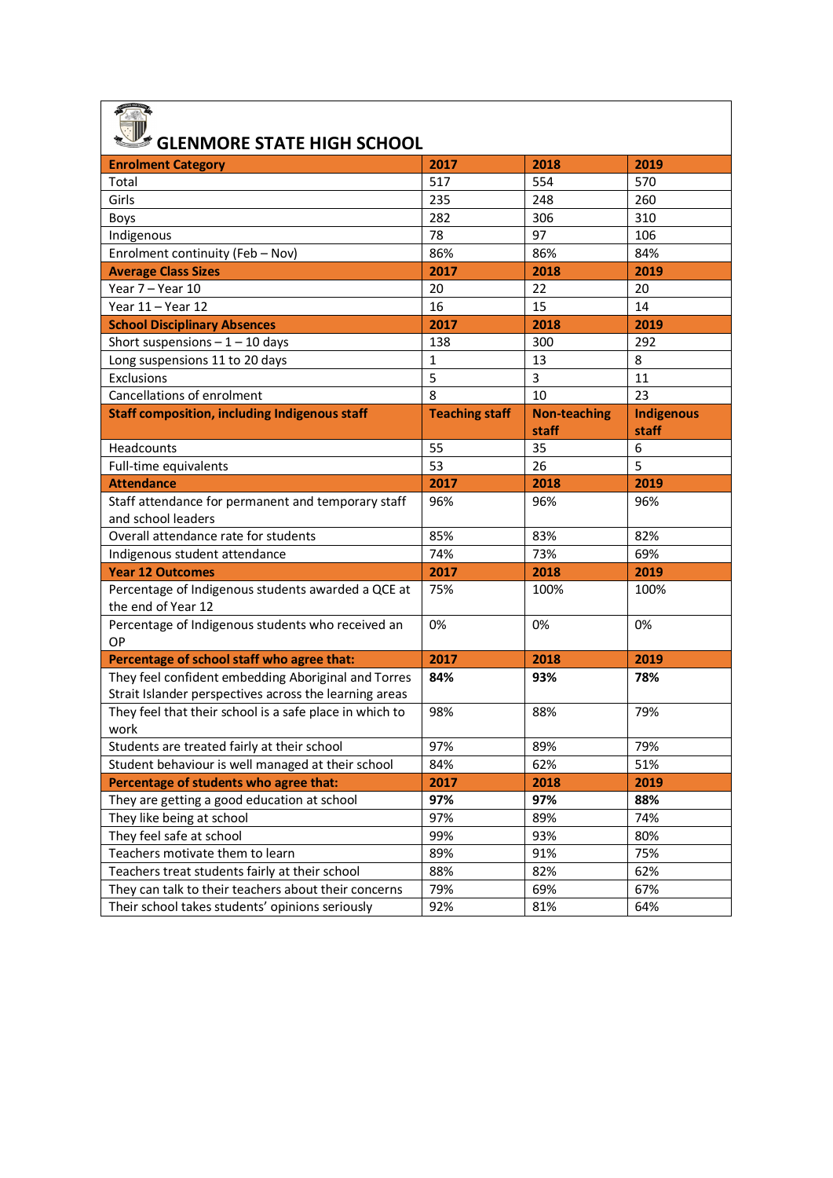# GLENMORE STATE HIGH SCHOOL

| **Enrolment Category** | **2017** | **2018** | **2019** |
|---|---|---|---|
| Total | 517 | 554 | 570 |
| Girls | 235 | 248 | 260 |
| Boys | 282 | 306 | 310 |
| Indigenous | 78 | 97 | 106 |
| Enrolment continuity (Feb – Nov) | 86% | 86% | 84% |
| **Average Class Sizes** | **2017** | **2018** | **2019** |
| Year 7 – Year 10 | 20 | 22 | 20 |
| Year 11 – Year 12 | 16 | 15 | 14 |
| **School Disciplinary Absences** | **2017** | **2018** | **2019** |
| Short suspensions – 1 – 10 days | 138 | 300 | 292 |
| Long suspensions 11 to 20 days | 1 | 13 | 8 |
| Exclusions | 5 | 3 | 11 |
| Cancellations of enrolment | 8 | 10 | 23 |
| **Staff composition, including Indigenous staff** | **Teaching staff** | **Non-teaching staff** | **Indigenous staff** |
| Headcounts | 55 | 35 | 6 |
| Full-time equivalents | 53 | 26 | 5 |
| **Attendance** | **2017** | **2018** | **2019** |
| Staff attendance for permanent and temporary staff and school leaders | 96% | 96% | 96% |
| Overall attendance rate for students | 85% | 83% | 82% |
| Indigenous student attendance | 74% | 73% | 69% |
| **Year 12 Outcomes** | **2017** | **2018** | **2019** |
| Percentage of Indigenous students awarded a QCE at the end of Year 12 | 75% | 100% | 100% |
| Percentage of Indigenous students who received an OP | 0% | 0% | 0% |
| **Percentage of school staff who agree that:** | **2017** | **2018** | **2019** |
| They feel confident embedding Aboriginal and Torres Strait Islander perspectives across the learning areas | **84%** | **93%** | **78%** |
| They feel that their school is a safe place in which to work | 98% | 88% | 79% |
| Students are treated fairly at their school | 97% | 89% | 79% |
| Student behaviour is well managed at their school | 84% | 62% | 51% |
| **Percentage of students who agree that:** | **2017** | **2018** | **2019** |
| They are getting a good education at school | **97%** | **97%** | **88%** |
| They like being at school | 97% | 89% | 74% |
| They feel safe at school | 99% | 93% | 80% |
| Teachers motivate them to learn | 89% | 91% | 75% |
| Teachers treat students fairly at their school | 88% | 82% | 62% |
| They can talk to their teachers about their concerns | 79% | 69% | 67% |
| Their school takes students' opinions seriously | 92% | 81% | 64% |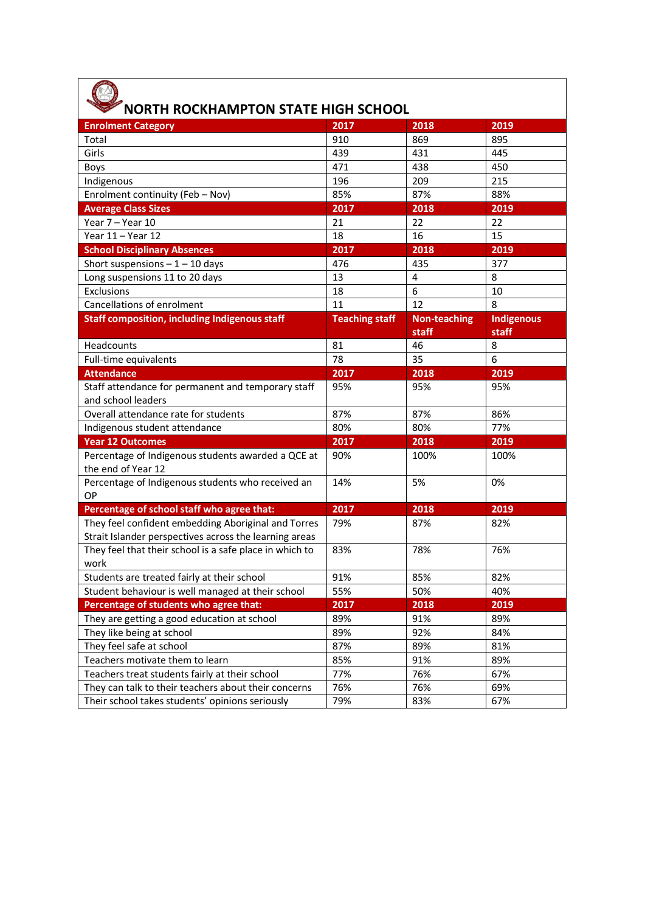# NORTH ROCKHAMPTON STATE HIGH SCHOOL

| Enrolment Category | 2017 | 2018 | 2019 |
|---|---|---|---|
| Total | 910 | 869 | 895 |
| Girls | 439 | 431 | 445 |
| Boys | 471 | 438 | 450 |
| Indigenous | 196 | 209 | 215 |
| Enrolment continuity (Feb – Nov) | 85% | 87% | 88% |
| **Average Class Sizes** | **2017** | **2018** | **2019** |
| Year 7 – Year 10 | 21 | 22 | 22 |
| Year 11 – Year 12 | 18 | 16 | 15 |
| **School Disciplinary Absences** | **2017** | **2018** | **2019** |
| Short suspensions – 1 – 10 days | 476 | 435 | 377 |
| Long suspensions 11 to 20 days | 13 | 4 | 8 |
| Exclusions | 18 | 6 | 10 |
| Cancellations of enrolment | 11 | 12 | 8 |
| **Staff composition, including Indigenous staff** | **Teaching staff** | **Non-teaching staff** | **Indigenous staff** |
| Headcounts | 81 | 46 | 8 |
| Full-time equivalents | 78 | 35 | 6 |
| **Attendance** | **2017** | **2018** | **2019** |
| Staff attendance for permanent and temporary staff and school leaders | 95% | 95% | 95% |
| Overall attendance rate for students | 87% | 87% | 86% |
| Indigenous student attendance | 80% | 80% | 77% |
| **Year 12 Outcomes** | **2017** | **2018** | **2019** |
| Percentage of Indigenous students awarded a QCE at the end of Year 12 | 90% | 100% | 100% |
| Percentage of Indigenous students who received an OP | 14% | 5% | 0% |
| **Percentage of school staff who agree that:** | **2017** | **2018** | **2019** |
| They feel confident embedding Aboriginal and Torres Strait Islander perspectives across the learning areas | 79% | 87% | 82% |
| They feel that their school is a safe place in which to work | 83% | 78% | 76% |
| Students are treated fairly at their school | 91% | 85% | 82% |
| Student behaviour is well managed at their school | 55% | 50% | 40% |
| **Percentage of students who agree that:** | **2017** | **2018** | **2019** |
| They are getting a good education at school | 89% | 91% | 89% |
| They like being at school | 89% | 92% | 84% |
| They feel safe at school | 87% | 89% | 81% |
| Teachers motivate them to learn | 85% | 91% | 89% |
| Teachers treat students fairly at their school | 77% | 76% | 67% |
| They can talk to their teachers about their concerns | 76% | 76% | 69% |
| Their school takes students' opinions seriously | 79% | 83% | 67% |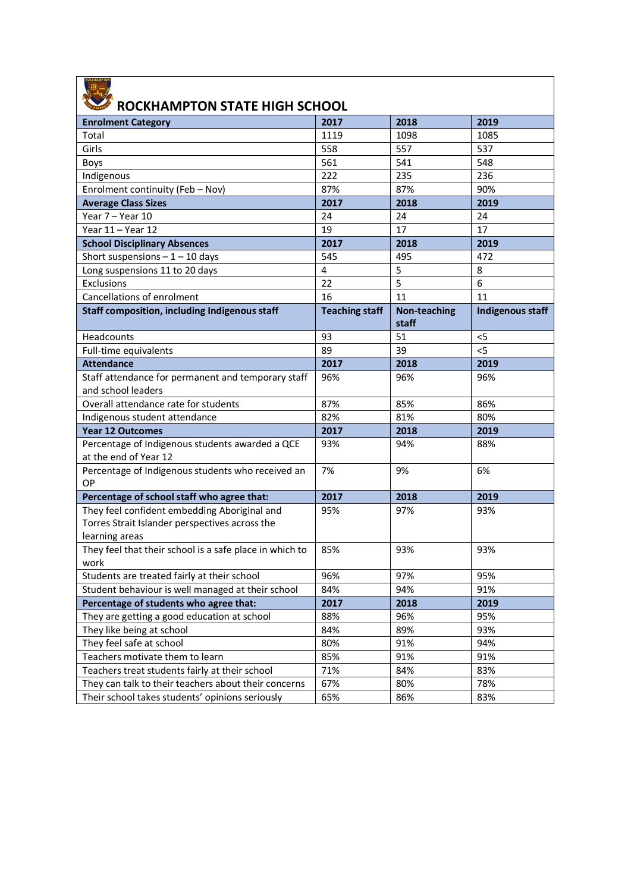# ROCKHAMPTON STATE HIGH SCHOOL

| Enrolment Category | 2017 | 2018 | 2019 |
|---|---|---|---|
| Total | 1119 | 1098 | 1085 |
| Girls | 558 | 557 | 537 |
| Boys | 561 | 541 | 548 |
| Indigenous | 222 | 235 | 236 |
| Enrolment continuity (Feb – Nov) | 87% | 87% | 90% |
| **Average Class Sizes** | **2017** | **2018** | **2019** |
| Year 7 – Year 10 | 24 | 24 | 24 |
| Year 11 – Year 12 | 19 | 17 | 17 |
| **School Disciplinary Absences** | **2017** | **2018** | **2019** |
| Short suspensions – 1 – 10 days | 545 | 495 | 472 |
| Long suspensions 11 to 20 days | 4 | 5 | 8 |
| Exclusions | 22 | 5 | 6 |
| Cancellations of enrolment | 16 | 11 | 11 |
| **Staff composition, including Indigenous staff** | **Teaching staff** | **Non-teaching staff** | **Indigenous staff** |
| Headcounts | 93 | 51 | <5 |
| Full-time equivalents | 89 | 39 | <5 |
| **Attendance** | **2017** | **2018** | **2019** |
| Staff attendance for permanent and temporary staff and school leaders | 96% | 96% | 96% |
| Overall attendance rate for students | 87% | 85% | 86% |
| Indigenous student attendance | 82% | 81% | 80% |
| **Year 12 Outcomes** | **2017** | **2018** | **2019** |
| Percentage of Indigenous students awarded a QCE at the end of Year 12 | 93% | 94% | 88% |
| Percentage of Indigenous students who received an OP | 7% | 9% | 6% |
| **Percentage of school staff who agree that:** | **2017** | **2018** | **2019** |
| They feel confident embedding Aboriginal and Torres Strait Islander perspectives across the learning areas | 95% | 97% | 93% |
| They feel that their school is a safe place in which to work | 85% | 93% | 93% |
| Students are treated fairly at their school | 96% | 97% | 95% |
| Student behaviour is well managed at their school | 84% | 94% | 91% |
| **Percentage of students who agree that:** | **2017** | **2018** | **2019** |
| They are getting a good education at school | 88% | 96% | 95% |
| They like being at school | 84% | 89% | 93% |
| They feel safe at school | 80% | 91% | 94% |
| Teachers motivate them to learn | 85% | 91% | 91% |
| Teachers treat students fairly at their school | 71% | 84% | 83% |
| They can talk to their teachers about their concerns | 67% | 80% | 78% |
| Their school takes students' opinions seriously | 65% | 86% | 83% |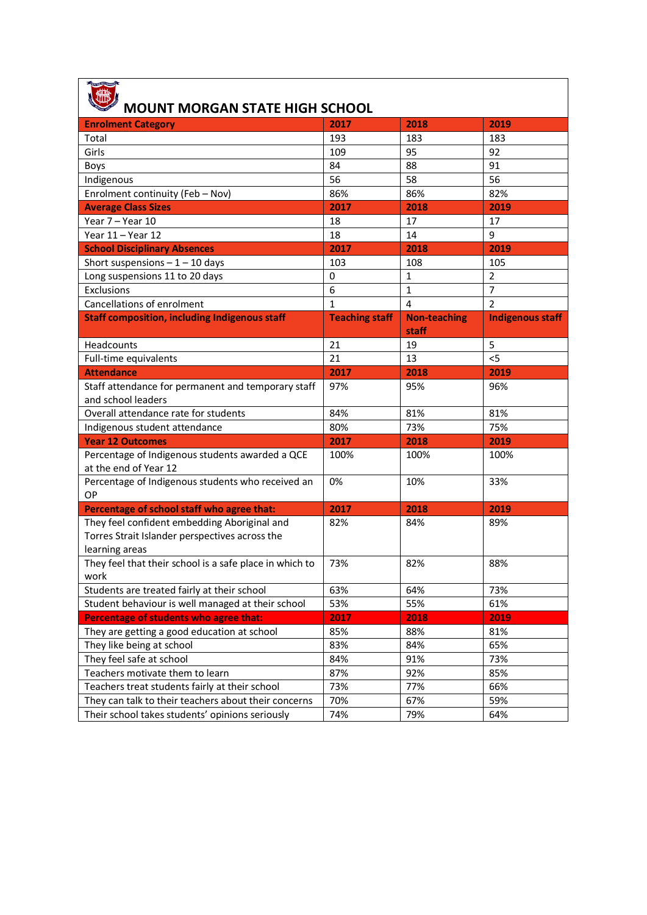# MOUNT MORGAN STATE HIGH SCHOOL

| Enrolment Category | 2017 | 2018 | 2019 |
|---|---|---|---|
| Total | 193 | 183 | 183 |
| Girls | 109 | 95 | 92 |
| Boys | 84 | 88 | 91 |
| Indigenous | 56 | 58 | 56 |
| Enrolment continuity (Feb – Nov) | 86% | 86% | 82% |
| **Average Class Sizes** | **2017** | **2018** | **2019** |
| Year 7 – Year 10 | 18 | 17 | 17 |
| Year 11 – Year 12 | 18 | 14 | 9 |
| **School Disciplinary Absences** | **2017** | **2018** | **2019** |
| Short suspensions – 1 – 10 days | 103 | 108 | 105 |
| Long suspensions 11 to 20 days | 0 | 1 | 2 |
| Exclusions | 6 | 1 | 7 |
| Cancellations of enrolment | 1 | 4 | 2 |
| **Staff composition, including Indigenous staff** | **Teaching staff** | **Non-teaching staff** | **Indigenous staff** |
| Headcounts | 21 | 19 | 5 |
| Full-time equivalents | 21 | 13 | <5 |
| **Attendance** | **2017** | **2018** | **2019** |
| Staff attendance for permanent and temporary staff and school leaders | 97% | 95% | 96% |
| Overall attendance rate for students | 84% | 81% | 81% |
| Indigenous student attendance | 80% | 73% | 75% |
| **Year 12 Outcomes** | **2017** | **2018** | **2019** |
| Percentage of Indigenous students awarded a QCE at the end of Year 12 | 100% | 100% | 100% |
| Percentage of Indigenous students who received an OP | 0% | 10% | 33% |
| **Percentage of school staff who agree that:** | **2017** | **2018** | **2019** |
| They feel confident embedding Aboriginal and Torres Strait Islander perspectives across the learning areas | 82% | 84% | 89% |
| They feel that their school is a safe place in which to work | 73% | 82% | 88% |
| Students are treated fairly at their school | 63% | 64% | 73% |
| Student behaviour is well managed at their school | 53% | 55% | 61% |
| **Percentage of students who agree that:** | **2017** | **2018** | **2019** |
| They are getting a good education at school | 85% | 88% | 81% |
| They like being at school | 83% | 84% | 65% |
| They feel safe at school | 84% | 91% | 73% |
| Teachers motivate them to learn | 87% | 92% | 85% |
| Teachers treat students fairly at their school | 73% | 77% | 66% |
| They can talk to their teachers about their concerns | 70% | 67% | 59% |
| Their school takes students' opinions seriously | 74% | 79% | 64% |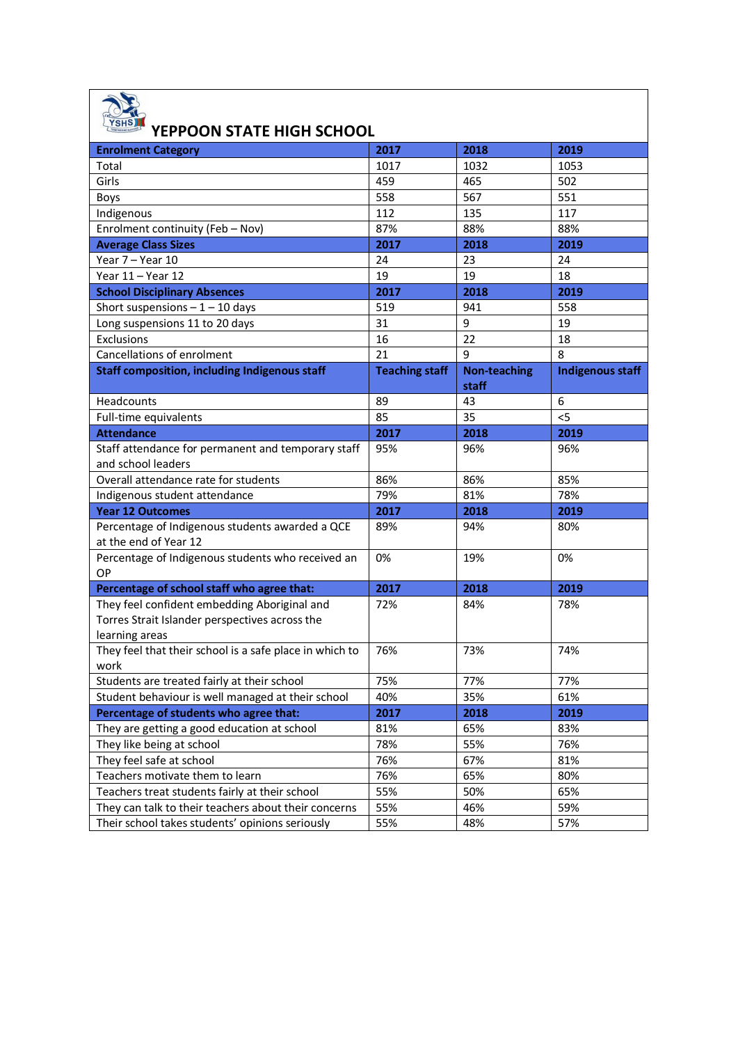# YEPPOON STATE HIGH SCHOOL

| Enrolment Category | 2017 | 2018 | 2019 |
|---|---|---|---|
| Total | 1017 | 1032 | 1053 |
| Girls | 459 | 465 | 502 |
| Boys | 558 | 567 | 551 |
| Indigenous | 112 | 135 | 117 |
| Enrolment continuity (Feb – Nov) | 87% | 88% | 88% |
| **Average Class Sizes** | **2017** | **2018** | **2019** |
| Year 7 – Year 10 | 24 | 23 | 24 |
| Year 11 – Year 12 | 19 | 19 | 18 |
| **School Disciplinary Absences** | **2017** | **2018** | **2019** |
| Short suspensions – 1 – 10 days | 519 | 941 | 558 |
| Long suspensions 11 to 20 days | 31 | 9 | 19 |
| Exclusions | 16 | 22 | 18 |
| Cancellations of enrolment | 21 | 9 | 8 |
| **Staff composition, including Indigenous staff** | **Teaching staff** | **Non-teaching staff** | **Indigenous staff** |
| Headcounts | 89 | 43 | 6 |
| Full-time equivalents | 85 | 35 | <5 |
| **Attendance** | **2017** | **2018** | **2019** |
| Staff attendance for permanent and temporary staff and school leaders | 95% | 96% | 96% |
| Overall attendance rate for students | 86% | 86% | 85% |
| Indigenous student attendance | 79% | 81% | 78% |
| **Year 12 Outcomes** | **2017** | **2018** | **2019** |
| Percentage of Indigenous students awarded a QCE at the end of Year 12 | 89% | 94% | 80% |
| Percentage of Indigenous students who received an OP | 0% | 19% | 0% |
| **Percentage of school staff who agree that:** | **2017** | **2018** | **2019** |
| They feel confident embedding Aboriginal and Torres Strait Islander perspectives across the learning areas | 72% | 84% | 78% |
| They feel that their school is a safe place in which to work | 76% | 73% | 74% |
| Students are treated fairly at their school | 75% | 77% | 77% |
| Student behaviour is well managed at their school | 40% | 35% | 61% |
| **Percentage of students who agree that:** | **2017** | **2018** | **2019** |
| They are getting a good education at school | 81% | 65% | 83% |
| They like being at school | 78% | 55% | 76% |
| They feel safe at school | 76% | 67% | 81% |
| Teachers motivate them to learn | 76% | 65% | 80% |
| Teachers treat students fairly at their school | 55% | 50% | 65% |
| They can talk to their teachers about their concerns | 55% | 46% | 59% |
| Their school takes students' opinions seriously | 55% | 48% | 57% |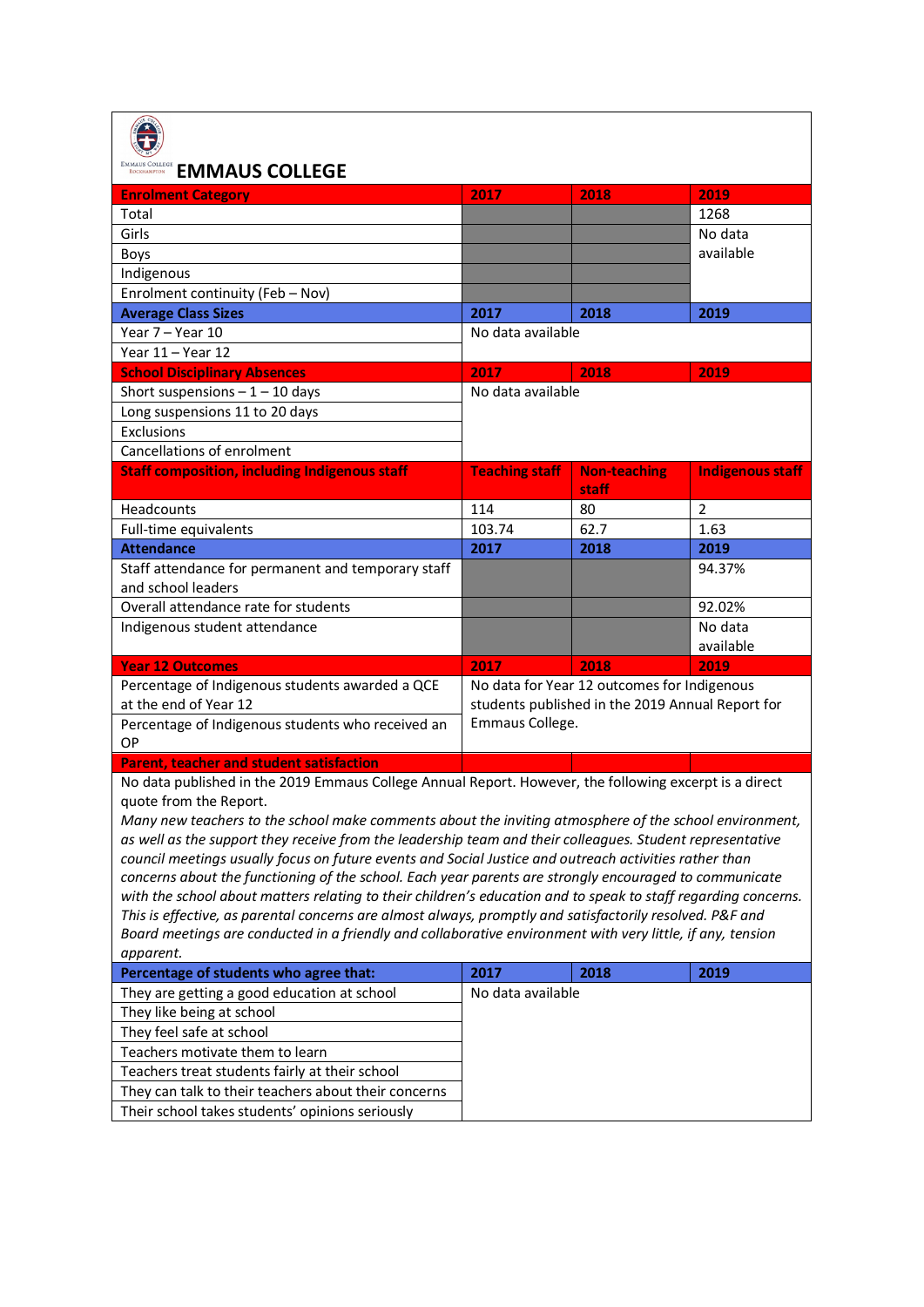# EMMAUS COLLEGE

| Enrolment Category | 2017 | 2018 | 2019 |
|---|---|---|---|
| Total | | | 1268 |
| Girls | | | No data available |
| Boys | | | |
| Indigenous | | | |
| Enrolment continuity (Feb – Nov) | | | |

| Average Class Sizes | 2017 | 2018 | 2019 |
|---|---|---|---|
| Year 7 – Year 10 | No data available | | |
| Year 11 – Year 12 | | | |

| School Disciplinary Absences | 2017 | 2018 | 2019 |
|---|---|---|---|
| Short suspensions – 1 – 10 days | No data available | | |
| Long suspensions 11 to 20 days | | | |
| Exclusions | | | |
| Cancellations of enrolment | | | |

| Staff composition, including Indigenous staff | Teaching staff | Non-teaching staff | Indigenous staff |
|---|---|---|---|
| Headcounts | 114 | 80 | 2 |
| Full-time equivalents | 103.74 | 62.7 | 1.63 |

| Attendance | 2017 | 2018 | 2019 |
|---|---|---|---|
| Staff attendance for permanent and temporary staff and school leaders | | | 94.37% |
| Overall attendance rate for students | | | 92.02% |
| Indigenous student attendance | | | No data available |

| Year 12 Outcomes | 2017 | 2018 | 2019 |
|---|---|---|---|
| Percentage of Indigenous students awarded a QCE at the end of Year 12 | No data for Year 12 outcomes for Indigenous students published in the 2019 Annual Report for Emmaus College. | | |
| Percentage of Indigenous students who received an OP | | | |

**Parent, teacher and student satisfaction**

No data published in the 2019 Emmaus College Annual Report. However, the following excerpt is a direct quote from the Report.

*Many new teachers to the school make comments about the inviting atmosphere of the school environment, as well as the support they receive from the leadership team and their colleagues. Student representative council meetings usually focus on future events and Social Justice and outreach activities rather than concerns about the functioning of the school. Each year parents are strongly encouraged to communicate with the school about matters relating to their children's education and to speak to staff regarding concerns. This is effective, as parental concerns are almost always, promptly and satisfactorily resolved. P&F and Board meetings are conducted in a friendly and collaborative environment with very little, if any, tension apparent.*

| Percentage of students who agree that: | 2017 | 2018 | 2019 |
|---|---|---|---|
| They are getting a good education at school | No data available | | |
| They like being at school | | | |
| They feel safe at school | | | |
| Teachers motivate them to learn | | | |
| Teachers treat students fairly at their school | | | |
| They can talk to their teachers about their concerns | | | |
| Their school takes students' opinions seriously | | | |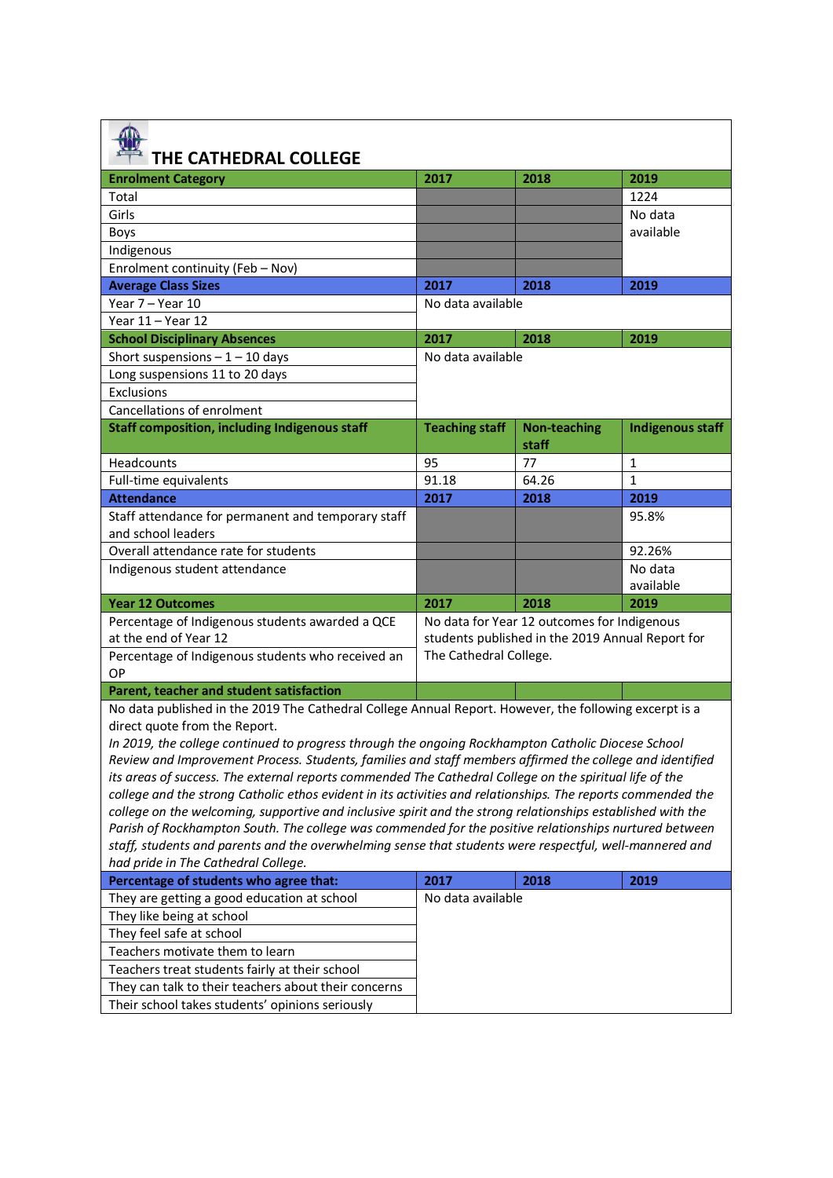# THE CATHEDRAL COLLEGE

| Enrolment Category | 2017 | 2018 | 2019 |
|---|---|---|---|
| Total | | | 1224 |
| Girls | | | No data available |
| Boys | | | |
| Indigenous | | | |
| Enrolment continuity (Feb – Nov) | | | |
| **Average Class Sizes** | **2017** | **2018** | **2019** |
| Year 7 – Year 10 | No data available | | |
| Year 11 – Year 12 | | | |
| **School Disciplinary Absences** | **2017** | **2018** | **2019** |
| Short suspensions – 1 – 10 days | No data available | | |
| Long suspensions 11 to 20 days | | | |
| Exclusions | | | |
| Cancellations of enrolment | | | |
| **Staff composition, including Indigenous staff** | **Teaching staff** | **Non-teaching staff** | **Indigenous staff** |
| Headcounts | 95 | 77 | 1 |
| Full-time equivalents | 91.18 | 64.26 | 1 |
| **Attendance** | **2017** | **2018** | **2019** |
| Staff attendance for permanent and temporary staff and school leaders | | | 95.8% |
| Overall attendance rate for students | | | 92.26% |
| Indigenous student attendance | | | No data available |
| **Year 12 Outcomes** | **2017** | **2018** | **2019** |
| Percentage of Indigenous students awarded a QCE at the end of Year 12 | No data for Year 12 outcomes for Indigenous students published in the 2019 Annual Report for The Cathedral College. | | |
| Percentage of Indigenous students who received an OP | | | |

**Parent, teacher and student satisfaction**

No data published in the 2019 The Cathedral College Annual Report. However, the following excerpt is a direct quote from the Report.

*In 2019, the college continued to progress through the ongoing Rockhampton Catholic Diocese School Review and Improvement Process. Students, families and staff members affirmed the college and identified its areas of success. The external reports commended The Cathedral College on the spiritual life of the college and the strong Catholic ethos evident in its activities and relationships. The reports commended the college on the welcoming, supportive and inclusive spirit and the strong relationships established with the Parish of Rockhampton South. The college was commended for the positive relationships nurtured between staff, students and parents and the overwhelming sense that students were respectful, well-mannered and had pride in The Cathedral College.*

| Percentage of students who agree that: | 2017 | 2018 | 2019 |
|---|---|---|---|
| They are getting a good education at school | No data available | | |
| They like being at school | | | |
| They feel safe at school | | | |
| Teachers motivate them to learn | | | |
| Teachers treat students fairly at their school | | | |
| They can talk to their teachers about their concerns | | | |
| Their school takes students' opinions seriously | | | |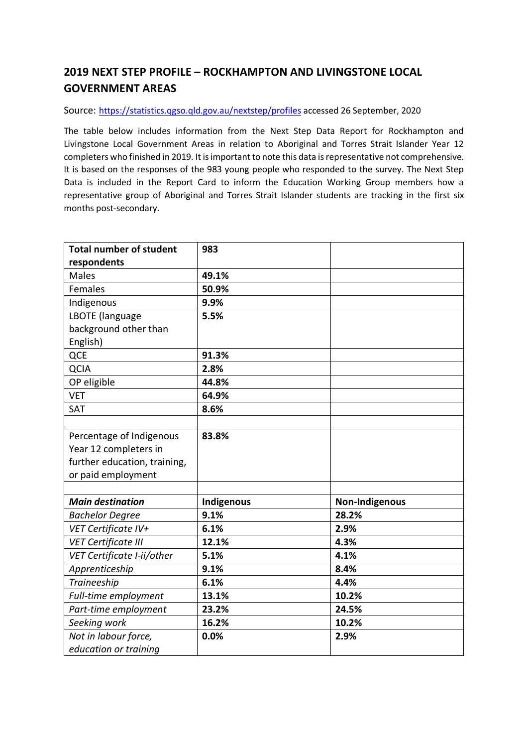## 2019 NEXT STEP PROFILE – ROCKHAMPTON AND LIVINGSTONE LOCAL GOVERNMENT AREAS

Source: [https://statistics.qgso.qld.gov.au/nextstep/profiles](https://statistics.qgso.qld.gov.au/nextstep/profiles) accessed 26 September, 2020

The table below includes information from the Next Step Data Report for Rockhampton and Livingstone Local Government Areas in relation to Aboriginal and Torres Strait Islander Year 12 completers who finished in 2019. It is important to note this data is representative not comprehensive. It is based on the responses of the 983 young people who responded to the survey. The Next Step Data is included in the Report Card to inform the Education Working Group members how a representative group of Aboriginal and Torres Strait Islander students are tracking in the first six months post-secondary.

| **Total number of student respondents** | **983** | |
|---|---|---|
| Males | **49.1%** | |
| Females | **50.9%** | |
| Indigenous | **9.9%** | |
| LBOTE (language background other than English) | **5.5%** | |
| QCE | **91.3%** | |
| QCIA | **2.8%** | |
| OP eligible | **44.8%** | |
| VET | **64.9%** | |
| SAT | **8.6%** | |
| | | |
| Percentage of Indigenous Year 12 completers in further education, training, or paid employment | **83.8%** | |
| | | |
| ***Main destination*** | **Indigenous** | **Non-Indigenous** |
| *Bachelor Degree* | **9.1%** | **28.2%** |
| *VET Certificate IV+* | **6.1%** | **2.9%** |
| *VET Certificate III* | **12.1%** | **4.3%** |
| *VET Certificate I-ii/other* | **5.1%** | **4.1%** |
| *Apprenticeship* | **9.1%** | **8.4%** |
| *Traineeship* | **6.1%** | **4.4%** |
| *Full-time employment* | **13.1%** | **10.2%** |
| *Part-time employment* | **23.2%** | **24.5%** |
| *Seeking work* | **16.2%** | **10.2%** |
| *Not in labour force, education or training* | **0.0%** | **2.9%** |